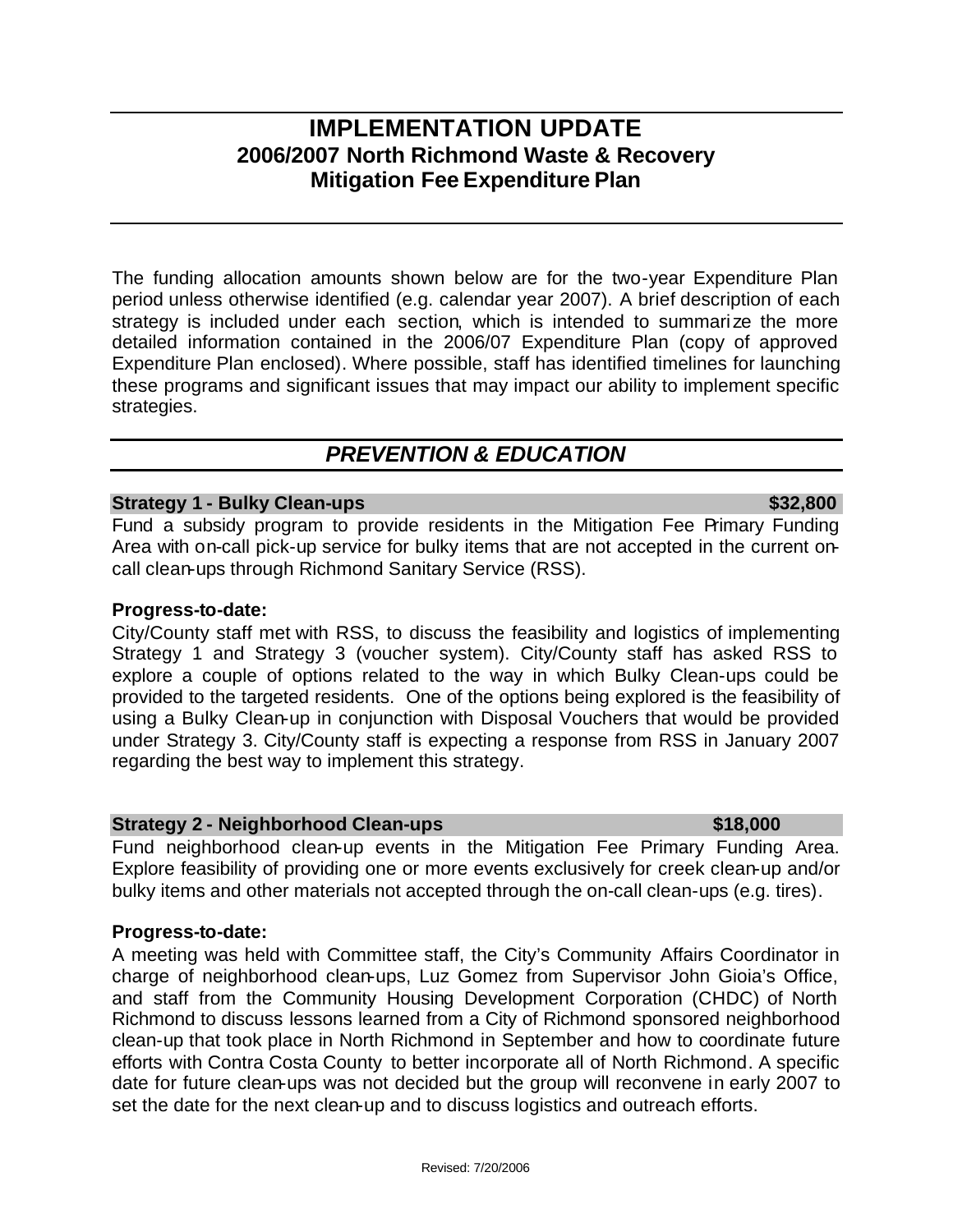# IMPLEMENTATION UPDATE
## 2006/2007 North Richmond Waste & Recovery Mitigation Fee Expenditure Plan

The funding allocation amounts shown below are for the two-year Expenditure Plan period unless otherwise identified (e.g. calendar year 2007). A brief description of each strategy is included under each section, which is intended to summarize the more detailed information contained in the 2006/07 Expenditure Plan (copy of approved Expenditure Plan enclosed). Where possible, staff has identified timelines for launching these programs and significant issues that may impact our ability to implement specific strategies.

## *PREVENTION & EDUCATION*

### Strategy 1 - Bulky Clean-ups $32,800

Fund a subsidy program to provide residents in the Mitigation Fee Primary Funding Area with on-call pick-up service for bulky items that are not accepted in the current on-call clean-ups through Richmond Sanitary Service (RSS).

**Progress-to-date:**

City/County staff met with RSS, to discuss the feasibility and logistics of implementing Strategy 1 and Strategy 3 (voucher system). City/County staff has asked RSS to explore a couple of options related to the way in which Bulky Clean-ups could be provided to the targeted residents. One of the options being explored is the feasibility of using a Bulky Clean-up in conjunction with Disposal Vouchers that would be provided under Strategy 3. City/County staff is expecting a response from RSS in January 2007 regarding the best way to implement this strategy.

### Strategy 2 - Neighborhood Clean-ups $18,000

Fund neighborhood clean-up events in the Mitigation Fee Primary Funding Area. Explore feasibility of providing one or more events exclusively for creek clean-up and/or bulky items and other materials not accepted through the on-call clean-ups (e.g. tires).

**Progress-to-date:**

A meeting was held with Committee staff, the City's Community Affairs Coordinator in charge of neighborhood clean-ups, Luz Gomez from Supervisor John Gioia's Office, and staff from the Community Housing Development Corporation (CHDC) of North Richmond to discuss lessons learned from a City of Richmond sponsored neighborhood clean-up that took place in North Richmond in September and how to coordinate future efforts with Contra Costa County to better incorporate all of North Richmond. A specific date for future clean-ups was not decided but the group will reconvene in early 2007 to set the date for the next clean-up and to discuss logistics and outreach efforts.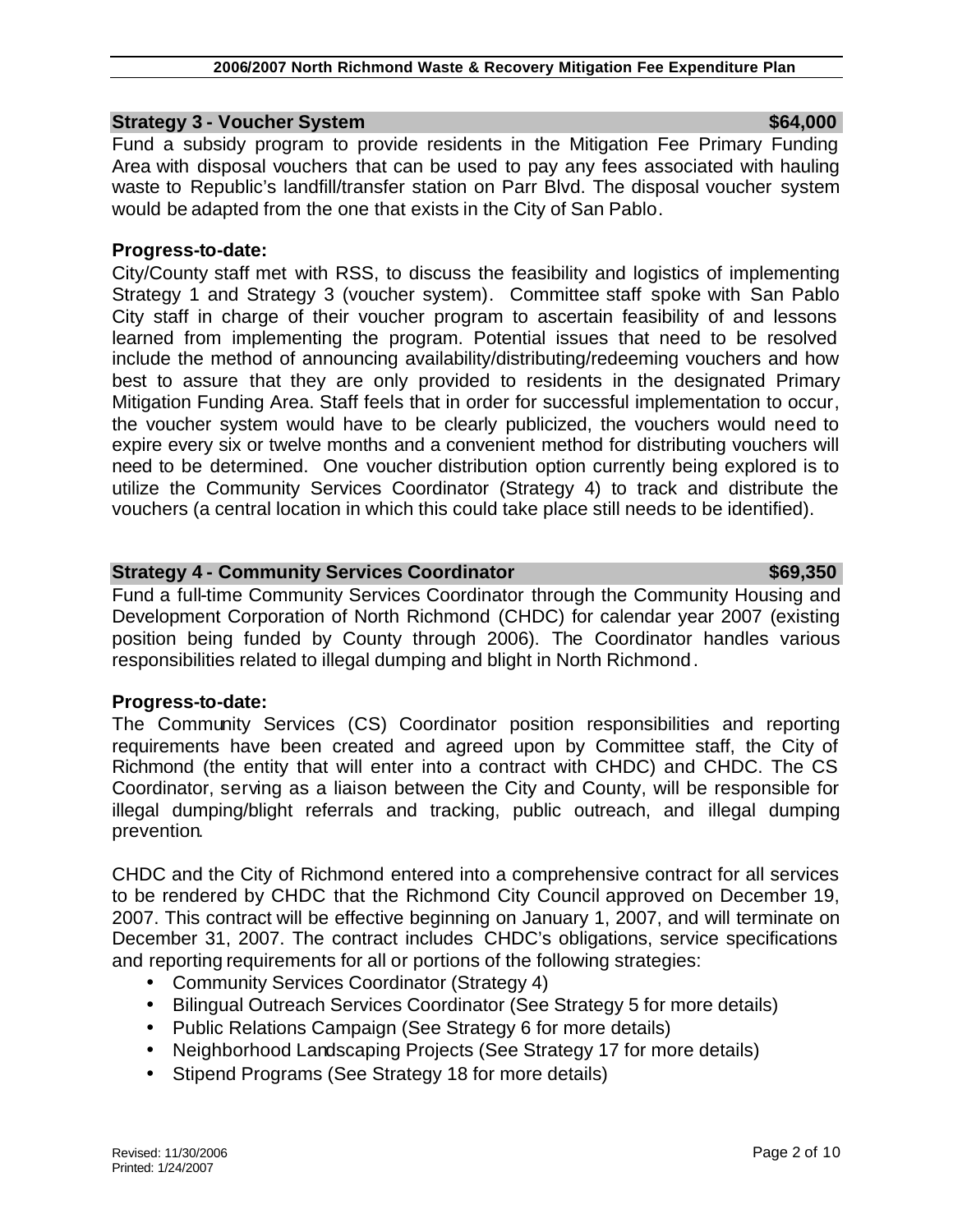**Strategy 3 - Voucher System $64,000**

Fund a subsidy program to provide residents in the Mitigation Fee Primary Funding Area with disposal vouchers that can be used to pay any fees associated with hauling waste to Republic's landfill/transfer station on Parr Blvd. The disposal voucher system would be adapted from the one that exists in the City of San Pablo.

**Progress-to-date:**

City/County staff met with RSS, to discuss the feasibility and logistics of implementing Strategy 1 and Strategy 3 (voucher system). Committee staff spoke with San Pablo City staff in charge of their voucher program to ascertain feasibility of and lessons learned from implementing the program. Potential issues that need to be resolved include the method of announcing availability/distributing/redeeming vouchers and how best to assure that they are only provided to residents in the designated Primary Mitigation Funding Area. Staff feels that in order for successful implementation to occur, the voucher system would have to be clearly publicized, the vouchers would need to expire every six or twelve months and a convenient method for distributing vouchers will need to be determined. One voucher distribution option currently being explored is to utilize the Community Services Coordinator (Strategy 4) to track and distribute the vouchers (a central location in which this could take place still needs to be identified).

**Strategy 4 - Community Services Coordinator $69,350**

Fund a full-time Community Services Coordinator through the Community Housing and Development Corporation of North Richmond (CHDC) for calendar year 2007 (existing position being funded by County through 2006). The Coordinator handles various responsibilities related to illegal dumping and blight in North Richmond.

**Progress-to-date:**

The Community Services (CS) Coordinator position responsibilities and reporting requirements have been created and agreed upon by Committee staff, the City of Richmond (the entity that will enter into a contract with CHDC) and CHDC. The CS Coordinator, serving as a liaison between the City and County, will be responsible for illegal dumping/blight referrals and tracking, public outreach, and illegal dumping prevention.

CHDC and the City of Richmond entered into a comprehensive contract for all services to be rendered by CHDC that the Richmond City Council approved on December 19, 2007. This contract will be effective beginning on January 1, 2007, and will terminate on December 31, 2007. The contract includes CHDC's obligations, service specifications and reporting requirements for all or portions of the following strategies:

- Community Services Coordinator (Strategy 4)
- Bilingual Outreach Services Coordinator (See Strategy 5 for more details)
- Public Relations Campaign (See Strategy 6 for more details)
- Neighborhood Landscaping Projects (See Strategy 17 for more details)
- Stipend Programs (See Strategy 18 for more details)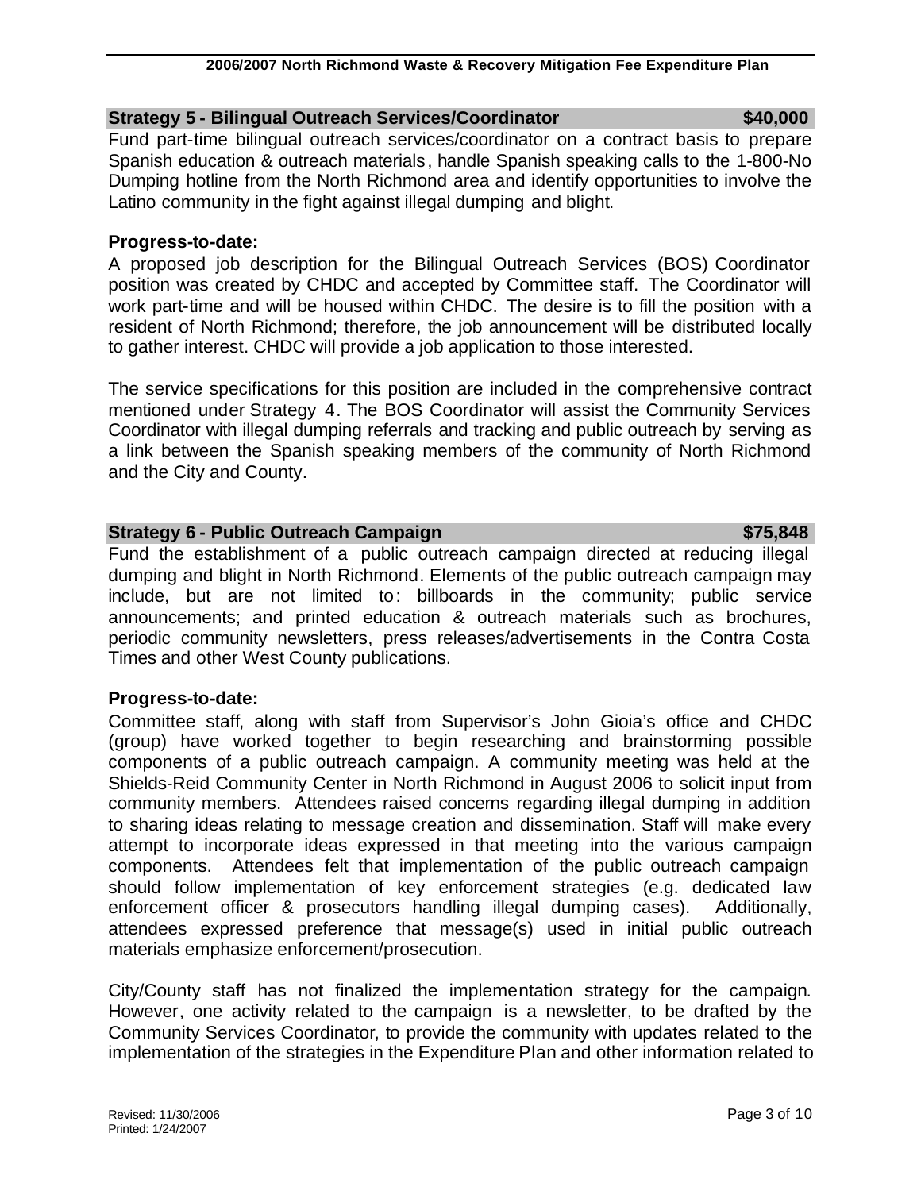## Strategy 5 - Bilingual Outreach Services/Coordinator $40,000

Fund part-time bilingual outreach services/coordinator on a contract basis to prepare Spanish education & outreach materials, handle Spanish speaking calls to the 1-800-No Dumping hotline from the North Richmond area and identify opportunities to involve the Latino community in the fight against illegal dumping and blight.

**Progress-to-date:**

A proposed job description for the Bilingual Outreach Services (BOS) Coordinator position was created by CHDC and accepted by Committee staff. The Coordinator will work part-time and will be housed within CHDC. The desire is to fill the position with a resident of North Richmond; therefore, the job announcement will be distributed locally to gather interest. CHDC will provide a job application to those interested.

The service specifications for this position are included in the comprehensive contract mentioned under Strategy 4. The BOS Coordinator will assist the Community Services Coordinator with illegal dumping referrals and tracking and public outreach by serving as a link between the Spanish speaking members of the community of North Richmond and the City and County.

## Strategy 6 - Public Outreach Campaign $75,848

Fund the establishment of a public outreach campaign directed at reducing illegal dumping and blight in North Richmond. Elements of the public outreach campaign may include, but are not limited to: billboards in the community; public service announcements; and printed education & outreach materials such as brochures, periodic community newsletters, press releases/advertisements in the Contra Costa Times and other West County publications.

**Progress-to-date:**

Committee staff, along with staff from Supervisor's John Gioia's office and CHDC (group) have worked together to begin researching and brainstorming possible components of a public outreach campaign. A community meeting was held at the Shields-Reid Community Center in North Richmond in August 2006 to solicit input from community members. Attendees raised concerns regarding illegal dumping in addition to sharing ideas relating to message creation and dissemination. Staff will make every attempt to incorporate ideas expressed in that meeting into the various campaign components. Attendees felt that implementation of the public outreach campaign should follow implementation of key enforcement strategies (e.g. dedicated law enforcement officer & prosecutors handling illegal dumping cases). Additionally, attendees expressed preference that message(s) used in initial public outreach materials emphasize enforcement/prosecution.

City/County staff has not finalized the implementation strategy for the campaign. However, one activity related to the campaign is a newsletter, to be drafted by the Community Services Coordinator, to provide the community with updates related to the implementation of the strategies in the Expenditure Plan and other information related to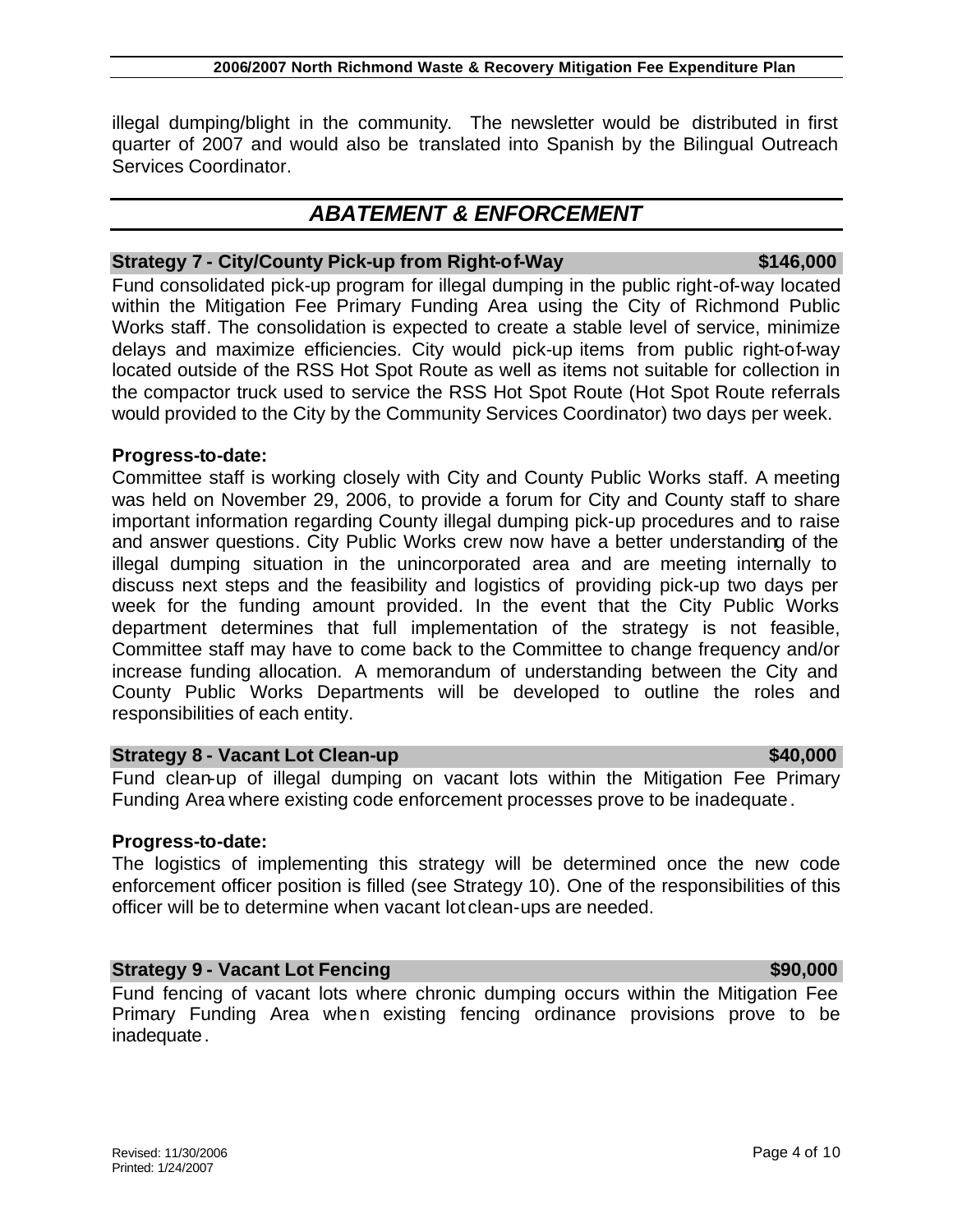illegal dumping/blight in the community. The newsletter would be distributed in first quarter of 2007 and would also be translated into Spanish by the Bilingual Outreach Services Coordinator.

## *ABATEMENT & ENFORCEMENT*

### Strategy 7 - City/County Pick-up from Right-of-Way — $146,000

Fund consolidated pick-up program for illegal dumping in the public right-of-way located within the Mitigation Fee Primary Funding Area using the City of Richmond Public Works staff. The consolidation is expected to create a stable level of service, minimize delays and maximize efficiencies. City would pick-up items from public right-of-way located outside of the RSS Hot Spot Route as well as items not suitable for collection in the compactor truck used to service the RSS Hot Spot Route (Hot Spot Route referrals would provided to the City by the Community Services Coordinator) two days per week.

**Progress-to-date:**

Committee staff is working closely with City and County Public Works staff. A meeting was held on November 29, 2006, to provide a forum for City and County staff to share important information regarding County illegal dumping pick-up procedures and to raise and answer questions. City Public Works crew now have a better understanding of the illegal dumping situation in the unincorporated area and are meeting internally to discuss next steps and the feasibility and logistics of providing pick-up two days per week for the funding amount provided. In the event that the City Public Works department determines that full implementation of the strategy is not feasible, Committee staff may have to come back to the Committee to change frequency and/or increase funding allocation. A memorandum of understanding between the City and County Public Works Departments will be developed to outline the roles and responsibilities of each entity.

### Strategy 8 - Vacant Lot Clean-up — $40,000

Fund clean-up of illegal dumping on vacant lots within the Mitigation Fee Primary Funding Area where existing code enforcement processes prove to be inadequate.

**Progress-to-date:**

The logistics of implementing this strategy will be determined once the new code enforcement officer position is filled (see Strategy 10). One of the responsibilities of this officer will be to determine when vacant lot clean-ups are needed.

### Strategy 9 - Vacant Lot Fencing — $90,000

Fund fencing of vacant lots where chronic dumping occurs within the Mitigation Fee Primary Funding Area when existing fencing ordinance provisions prove to be inadequate.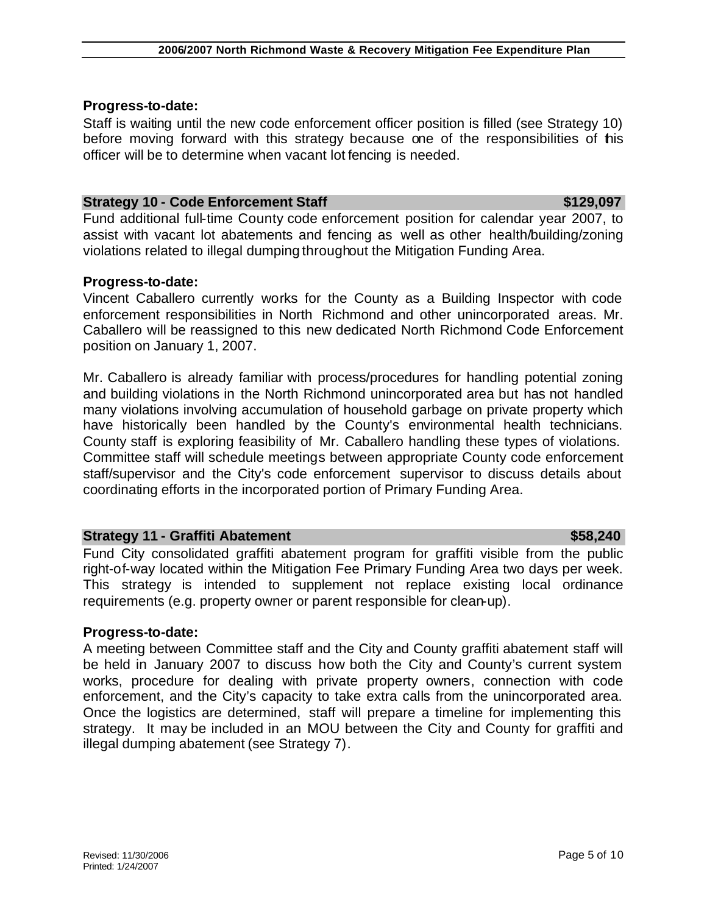**Progress-to-date:**

Staff is waiting until the new code enforcement officer position is filled (see Strategy 10) before moving forward with this strategy because one of the responsibilities of this officer will be to determine when vacant lot fencing is needed.

### Strategy 10 - Code Enforcement Staff — $129,097

Fund additional full-time County code enforcement position for calendar year 2007, to assist with vacant lot abatements and fencing as well as other health/building/zoning violations related to illegal dumping throughout the Mitigation Funding Area.

**Progress-to-date:**

Vincent Caballero currently works for the County as a Building Inspector with code enforcement responsibilities in North Richmond and other unincorporated areas. Mr. Caballero will be reassigned to this new dedicated North Richmond Code Enforcement position on January 1, 2007.

Mr. Caballero is already familiar with process/procedures for handling potential zoning and building violations in the North Richmond unincorporated area but has not handled many violations involving accumulation of household garbage on private property which have historically been handled by the County's environmental health technicians. County staff is exploring feasibility of Mr. Caballero handling these types of violations. Committee staff will schedule meetings between appropriate County code enforcement staff/supervisor and the City's code enforcement supervisor to discuss details about coordinating efforts in the incorporated portion of Primary Funding Area.

### Strategy 11 - Graffiti Abatement — $58,240

Fund City consolidated graffiti abatement program for graffiti visible from the public right-of-way located within the Mitigation Fee Primary Funding Area two days per week. This strategy is intended to supplement not replace existing local ordinance requirements (e.g. property owner or parent responsible for clean-up).

**Progress-to-date:**

A meeting between Committee staff and the City and County graffiti abatement staff will be held in January 2007 to discuss how both the City and County's current system works, procedure for dealing with private property owners, connection with code enforcement, and the City's capacity to take extra calls from the unincorporated area. Once the logistics are determined, staff will prepare a timeline for implementing this strategy. It may be included in an MOU between the City and County for graffiti and illegal dumping abatement (see Strategy 7).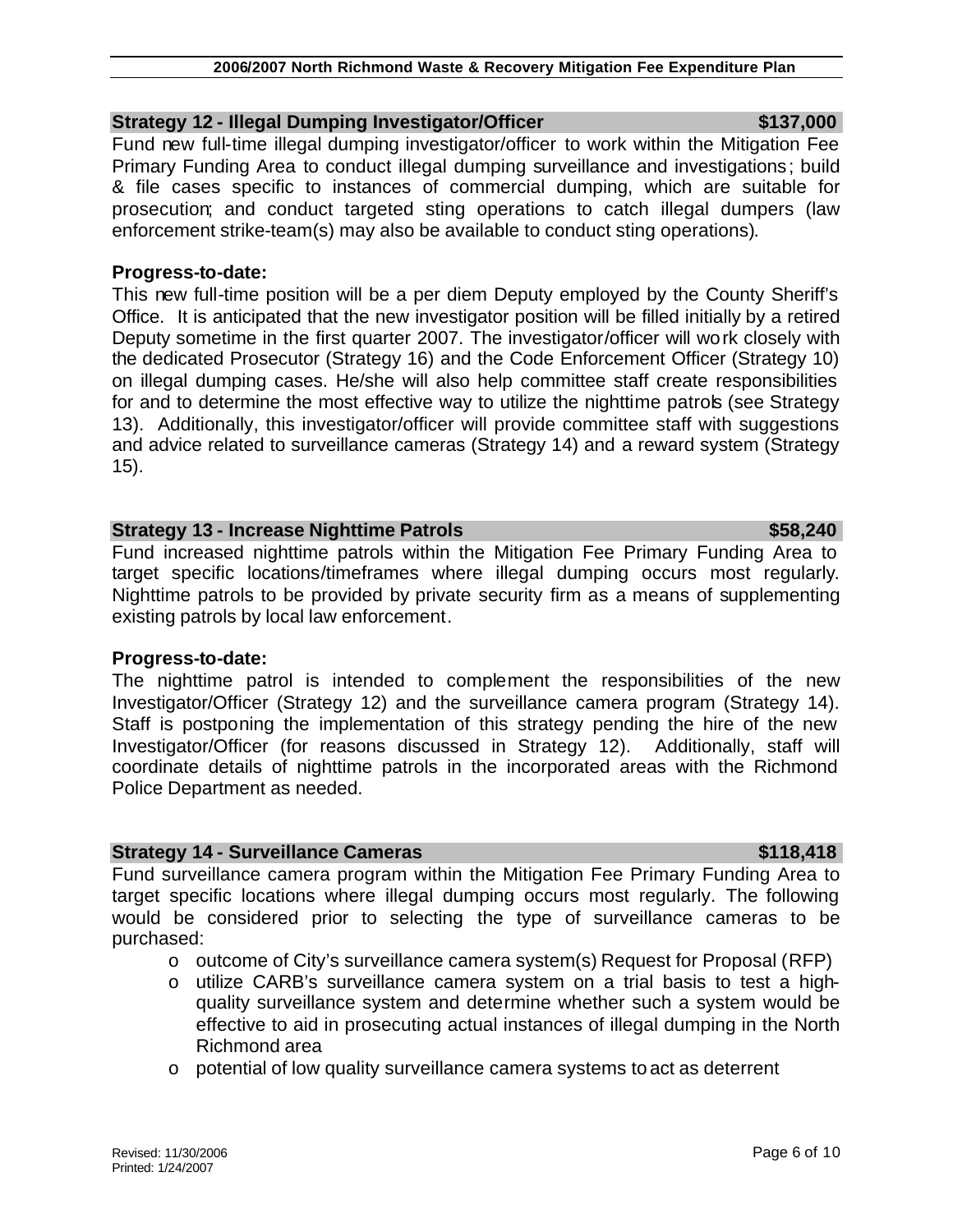### Strategy 12 - Illegal Dumping Investigator/Officer — $137,000

Fund new full-time illegal dumping investigator/officer to work within the Mitigation Fee Primary Funding Area to conduct illegal dumping surveillance and investigations; build & file cases specific to instances of commercial dumping, which are suitable for prosecution; and conduct targeted sting operations to catch illegal dumpers (law enforcement strike-team(s) may also be available to conduct sting operations).

**Progress-to-date:**

This new full-time position will be a per diem Deputy employed by the County Sheriff's Office. It is anticipated that the new investigator position will be filled initially by a retired Deputy sometime in the first quarter 2007. The investigator/officer will work closely with the dedicated Prosecutor (Strategy 16) and the Code Enforcement Officer (Strategy 10) on illegal dumping cases. He/she will also help committee staff create responsibilities for and to determine the most effective way to utilize the nighttime patrols (see Strategy 13). Additionally, this investigator/officer will provide committee staff with suggestions and advice related to surveillance cameras (Strategy 14) and a reward system (Strategy 15).

### Strategy 13 - Increase Nighttime Patrols — $58,240

Fund increased nighttime patrols within the Mitigation Fee Primary Funding Area to target specific locations/timeframes where illegal dumping occurs most regularly. Nighttime patrols to be provided by private security firm as a means of supplementing existing patrols by local law enforcement.

**Progress-to-date:**

The nighttime patrol is intended to complement the responsibilities of the new Investigator/Officer (Strategy 12) and the surveillance camera program (Strategy 14). Staff is postponing the implementation of this strategy pending the hire of the new Investigator/Officer (for reasons discussed in Strategy 12). Additionally, staff will coordinate details of nighttime patrols in the incorporated areas with the Richmond Police Department as needed.

### Strategy 14 - Surveillance Cameras — $118,418

Fund surveillance camera program within the Mitigation Fee Primary Funding Area to target specific locations where illegal dumping occurs most regularly. The following would be considered prior to selecting the type of surveillance cameras to be purchased:

- outcome of City's surveillance camera system(s) Request for Proposal (RFP)
- utilize CARB's surveillance camera system on a trial basis to test a high-quality surveillance system and determine whether such a system would be effective to aid in prosecuting actual instances of illegal dumping in the North Richmond area
- potential of low quality surveillance camera systems to act as deterrent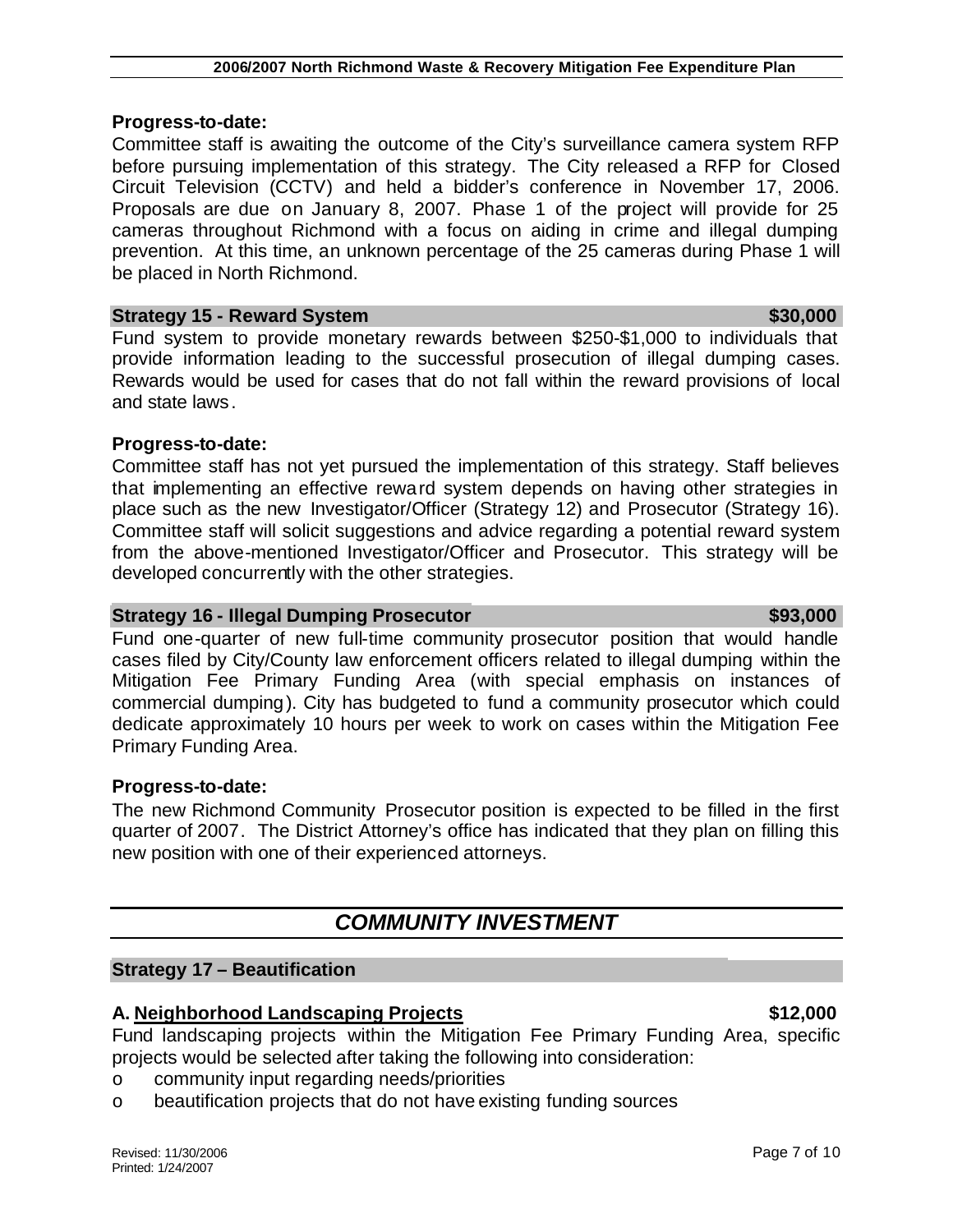**Progress-to-date:**

Committee staff is awaiting the outcome of the City's surveillance camera system RFP before pursuing implementation of this strategy. The City released a RFP for Closed Circuit Television (CCTV) and held a bidder's conference in November 17, 2006. Proposals are due on January 8, 2007. Phase 1 of the project will provide for 25 cameras throughout Richmond with a focus on aiding in crime and illegal dumping prevention. At this time, an unknown percentage of the 25 cameras during Phase 1 will be placed in North Richmond.

**Strategy 15 - Reward System — $30,000**

Fund system to provide monetary rewards between $250-$1,000 to individuals that provide information leading to the successful prosecution of illegal dumping cases. Rewards would be used for cases that do not fall within the reward provisions of local and state laws.

**Progress-to-date:**

Committee staff has not yet pursued the implementation of this strategy. Staff believes that implementing an effective reward system depends on having other strategies in place such as the new Investigator/Officer (Strategy 12) and Prosecutor (Strategy 16). Committee staff will solicit suggestions and advice regarding a potential reward system from the above-mentioned Investigator/Officer and Prosecutor. This strategy will be developed concurrently with the other strategies.

**Strategy 16 - Illegal Dumping Prosecutor — $93,000**

Fund one-quarter of new full-time community prosecutor position that would handle cases filed by City/County law enforcement officers related to illegal dumping within the Mitigation Fee Primary Funding Area (with special emphasis on instances of commercial dumping). City has budgeted to fund a community prosecutor which could dedicate approximately 10 hours per week to work on cases within the Mitigation Fee Primary Funding Area.

**Progress-to-date:**

The new Richmond Community Prosecutor position is expected to be filled in the first quarter of 2007. The District Attorney's office has indicated that they plan on filling this new position with one of their experienced attorneys.

## *COMMUNITY INVESTMENT*

**Strategy 17 – Beautification**

**A. <u>Neighborhood Landscaping Projects</u> — $12,000**

Fund landscaping projects within the Mitigation Fee Primary Funding Area, specific projects would be selected after taking the following into consideration:

- community input regarding needs/priorities
- beautification projects that do not have existing funding sources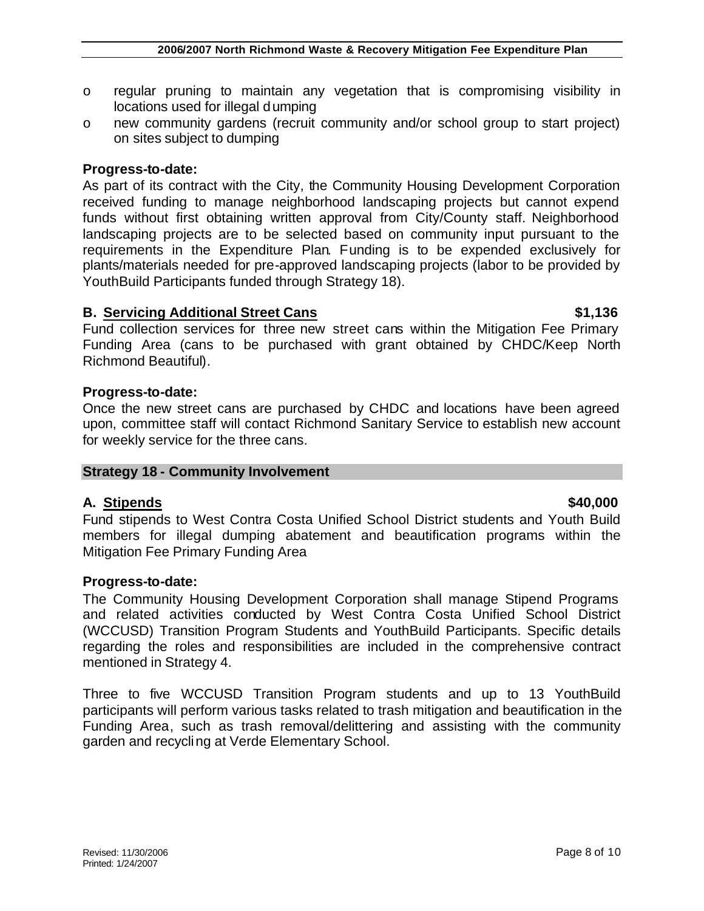- regular pruning to maintain any vegetation that is compromising visibility in locations used for illegal dumping
- new community gardens (recruit community and/or school group to start project) on sites subject to dumping

**Progress-to-date:**
As part of its contract with the City, the Community Housing Development Corporation received funding to manage neighborhood landscaping projects but cannot expend funds without first obtaining written approval from City/County staff. Neighborhood landscaping projects are to be selected based on community input pursuant to the requirements in the Expenditure Plan. Funding is to be expended exclusively for plants/materials needed for pre-approved landscaping projects (labor to be provided by YouthBuild Participants funded through Strategy 18).

**B. <u>Servicing Additional Street Cans</u>** **$1,136**
Fund collection services for three new street cans within the Mitigation Fee Primary Funding Area (cans to be purchased with grant obtained by CHDC/Keep North Richmond Beautiful).

**Progress-to-date:**
Once the new street cans are purchased by CHDC and locations have been agreed upon, committee staff will contact Richmond Sanitary Service to establish new account for weekly service for the three cans.

## Strategy 18 - Community Involvement

**A. <u>Stipends</u>** **$40,000**
Fund stipends to West Contra Costa Unified School District students and Youth Build members for illegal dumping abatement and beautification programs within the Mitigation Fee Primary Funding Area

**Progress-to-date:**
The Community Housing Development Corporation shall manage Stipend Programs and related activities conducted by West Contra Costa Unified School District (WCCUSD) Transition Program Students and YouthBuild Participants. Specific details regarding the roles and responsibilities are included in the comprehensive contract mentioned in Strategy 4.

Three to five WCCUSD Transition Program students and up to 13 YouthBuild participants will perform various tasks related to trash mitigation and beautification in the Funding Area, such as trash removal/delittering and assisting with the community garden and recycling at Verde Elementary School.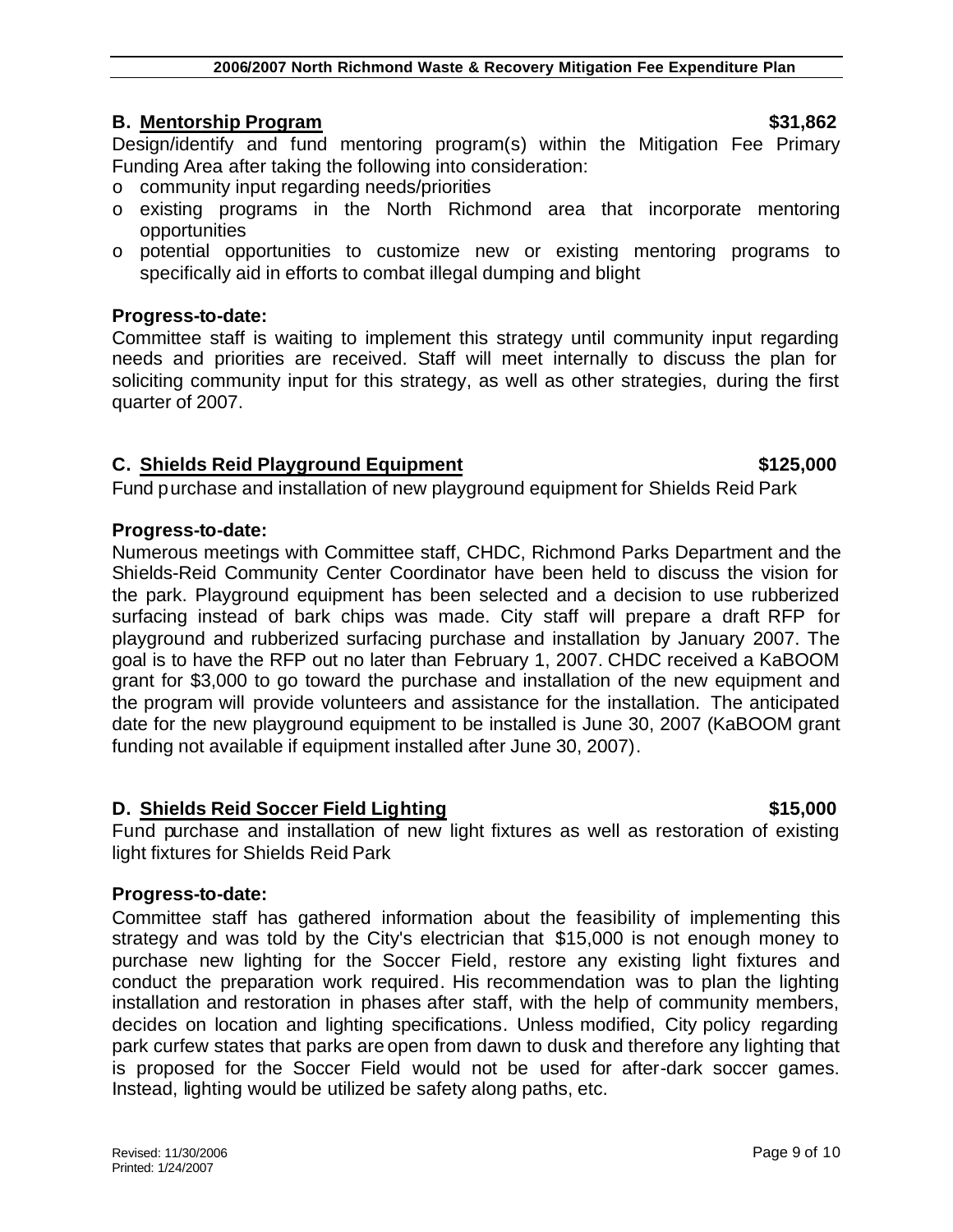### B. Mentorship Program $31,862

Design/identify and fund mentoring program(s) within the Mitigation Fee Primary Funding Area after taking the following into consideration:

- community input regarding needs/priorities
- existing programs in the North Richmond area that incorporate mentoring opportunities
- potential opportunities to customize new or existing mentoring programs to specifically aid in efforts to combat illegal dumping and blight

**Progress-to-date:**

Committee staff is waiting to implement this strategy until community input regarding needs and priorities are received. Staff will meet internally to discuss the plan for soliciting community input for this strategy, as well as other strategies, during the first quarter of 2007.

### C. Shields Reid Playground Equipment $125,000

Fund purchase and installation of new playground equipment for Shields Reid Park

**Progress-to-date:**

Numerous meetings with Committee staff, CHDC, Richmond Parks Department and the Shields-Reid Community Center Coordinator have been held to discuss the vision for the park. Playground equipment has been selected and a decision to use rubberized surfacing instead of bark chips was made. City staff will prepare a draft RFP for playground and rubberized surfacing purchase and installation by January 2007. The goal is to have the RFP out no later than February 1, 2007. CHDC received a KaBOOM grant for $3,000 to go toward the purchase and installation of the new equipment and the program will provide volunteers and assistance for the installation. The anticipated date for the new playground equipment to be installed is June 30, 2007 (KaBOOM grant funding not available if equipment installed after June 30, 2007).

### D. Shields Reid Soccer Field Lighting $15,000

Fund purchase and installation of new light fixtures as well as restoration of existing light fixtures for Shields Reid Park

**Progress-to-date:**

Committee staff has gathered information about the feasibility of implementing this strategy and was told by the City's electrician that $15,000 is not enough money to purchase new lighting for the Soccer Field, restore any existing light fixtures and conduct the preparation work required. His recommendation was to plan the lighting installation and restoration in phases after staff, with the help of community members, decides on location and lighting specifications. Unless modified, City policy regarding park curfew states that parks are open from dawn to dusk and therefore any lighting that is proposed for the Soccer Field would not be used for after-dark soccer games. Instead, lighting would be utilized be safety along paths, etc.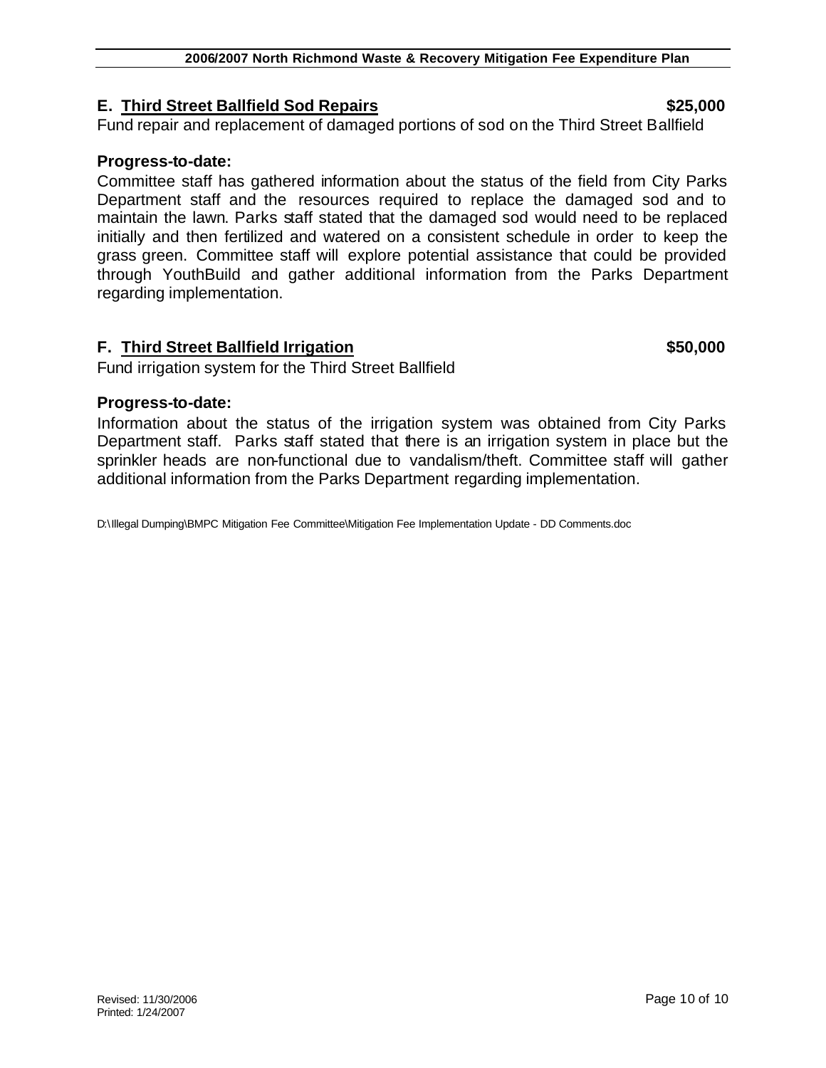### E. Third Street Ballfield Sod Repairs $25,000

Fund repair and replacement of damaged portions of sod on the Third Street Ballfield

**Progress-to-date:**

Committee staff has gathered information about the status of the field from City Parks Department staff and the resources required to replace the damaged sod and to maintain the lawn. Parks staff stated that the damaged sod would need to be replaced initially and then fertilized and watered on a consistent schedule in order to keep the grass green. Committee staff will explore potential assistance that could be provided through YouthBuild and gather additional information from the Parks Department regarding implementation.

### F. Third Street Ballfield Irrigation $50,000

Fund irrigation system for the Third Street Ballfield

**Progress-to-date:**

Information about the status of the irrigation system was obtained from City Parks Department staff. Parks staff stated that there is an irrigation system in place but the sprinkler heads are non-functional due to vandalism/theft. Committee staff will gather additional information from the Parks Department regarding implementation.

D:\Illegal Dumping\BMPC Mitigation Fee Committee\Mitigation Fee Implementation Update - DD Comments.doc

Revised: 11/30/2006
Printed: 1/24/2007